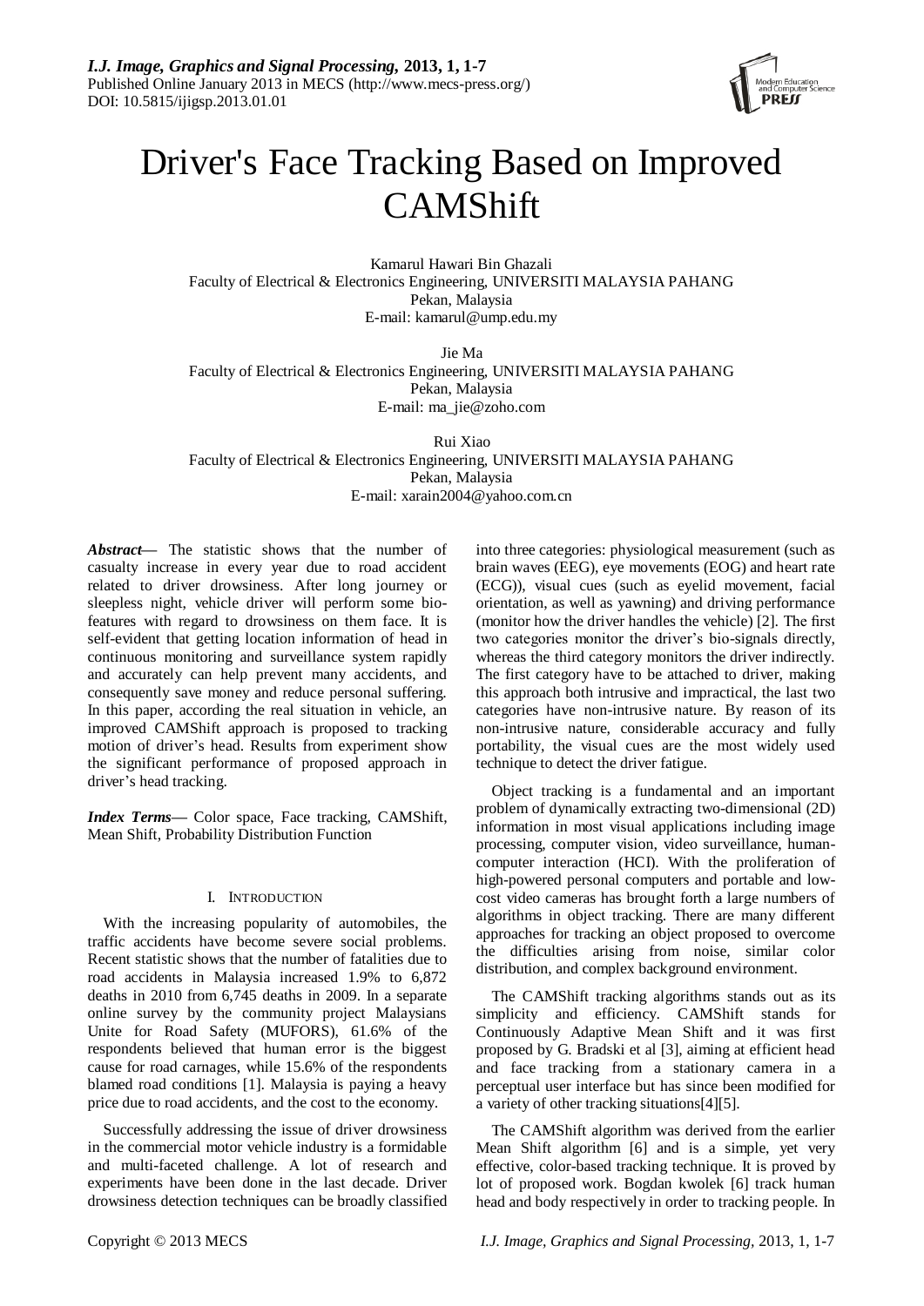# Driver's Face Tracking Based on Improved CAMShift

Kamarul Hawari Bin Ghazali
Faculty of Electrical & Electronics Engineering, UNIVERSITI MALAYSIA PAHANG
Pekan, Malaysia
E-mail: kamarul@ump.edu.my

Jie Ma
Faculty of Electrical & Electronics Engineering, UNIVERSITI MALAYSIA PAHANG
Pekan, Malaysia
E-mail: ma_jie@zoho.com

Rui Xiao
Faculty of Electrical & Electronics Engineering, UNIVERSITI MALAYSIA PAHANG
Pekan, Malaysia
E-mail: xarain2004@yahoo.com.cn

***Abstract*—** The statistic shows that the number of casualty increase in every year due to road accident related to driver drowsiness. After long journey or sleepless night, vehicle driver will perform some bio-features with regard to drowsiness on them face. It is self-evident that getting location information of head in continuous monitoring and surveillance system rapidly and accurately can help prevent many accidents, and consequently save money and reduce personal suffering. In this paper, according the real situation in vehicle, an improved CAMShift approach is proposed to tracking motion of driver's head. Results from experiment show the significant performance of proposed approach in driver's head tracking.

***Index Terms*—** Color space, Face tracking, CAMShift, Mean Shift, Probability Distribution Function

## I. INTRODUCTION

With the increasing popularity of automobiles, the traffic accidents have become severe social problems. Recent statistic shows that the number of fatalities due to road accidents in Malaysia increased 1.9% to 6,872 deaths in 2010 from 6,745 deaths in 2009. In a separate online survey by the community project Malaysians Unite for Road Safety (MUFORS), 61.6% of the respondents believed that human error is the biggest cause for road carnages, while 15.6% of the respondents blamed road conditions [1]. Malaysia is paying a heavy price due to road accidents, and the cost to the economy.

Successfully addressing the issue of driver drowsiness in the commercial motor vehicle industry is a formidable and multi-faceted challenge. A lot of research and experiments have been done in the last decade. Driver drowsiness detection techniques can be broadly classified into three categories: physiological measurement (such as brain waves (EEG), eye movements (EOG) and heart rate (ECG)), visual cues (such as eyelid movement, facial orientation, as well as yawning) and driving performance (monitor how the driver handles the vehicle) [2]. The first two categories monitor the driver's bio-signals directly, whereas the third category monitors the driver indirectly. The first category have to be attached to driver, making this approach both intrusive and impractical, the last two categories have non-intrusive nature. By reason of its non-intrusive nature, considerable accuracy and fully portability, the visual cues are the most widely used technique to detect the driver fatigue.

Object tracking is a fundamental and an important problem of dynamically extracting two-dimensional (2D) information in most visual applications including image processing, computer vision, video surveillance, human-computer interaction (HCI). With the proliferation of high-powered personal computers and portable and low-cost video cameras has brought forth a large numbers of algorithms in object tracking. There are many different approaches for tracking an object proposed to overcome the difficulties arising from noise, similar color distribution, and complex background environment.

The CAMShift tracking algorithms stands out as its simplicity and efficiency. CAMShift stands for Continuously Adaptive Mean Shift and it was first proposed by G. Bradski et al [3], aiming at efficient head and face tracking from a stationary camera in a perceptual user interface but has since been modified for a variety of other tracking situations[4][5].

The CAMShift algorithm was derived from the earlier Mean Shift algorithm [6] and is a simple, yet very effective, color-based tracking technique. It is proved by lot of proposed work. Bogdan kwolek [6] track human head and body respectively in order to tracking people. In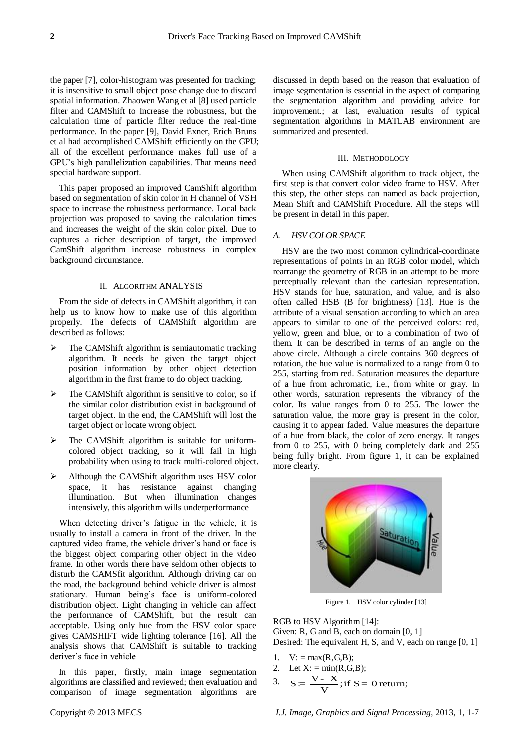the paper [7], color-histogram was presented for tracking; it is insensitive to small object pose change due to discard spatial information. Zhaowen Wang et al [8] used particle filter and CAMShift to Increase the robustness, but the calculation time of particle filter reduce the real-time performance. In the paper [9], David Exner, Erich Bruns et al had accomplished CAMShift efficiently on the GPU; all of the excellent performance makes full use of a GPU's high parallelization capabilities. That means need special hardware support.

This paper proposed an improved CamShift algorithm based on segmentation of skin color in H channel of VSH space to increase the robustness performance. Local back projection was proposed to saving the calculation times and increases the weight of the skin color pixel. Due to captures a richer description of target, the improved CamShift algorithm increase robustness in complex background circumstance.

## II. ALGORITHM ANALYSIS

From the side of defects in CAMShift algorithm, it can help us to know how to make use of this algorithm properly. The defects of CAMShift algorithm are described as follows:

- The CAMShift algorithm is semiautomatic tracking algorithm. It needs be given the target object position information by other object detection algorithm in the first frame to do object tracking.
- The CAMShift algorithm is sensitive to color, so if the similar color distribution exist in background of target object. In the end, the CAMShift will lost the target object or locate wrong object.
- The CAMShift algorithm is suitable for uniform-colored object tracking, so it will fail in high probability when using to track multi-colored object.
- Although the CAMShift algorithm uses HSV color space, it has resistance against changing illumination. But when illumination changes intensively, this algorithm wills underperformance

When detecting driver's fatigue in the vehicle, it is usually to install a camera in front of the driver. In the captured video frame, the vehicle driver's hand or face is the biggest object comparing other object in the video frame. In other words there have seldom other objects to disturb the CAMSfit algorithm. Although driving car on the road, the background behind vehicle driver is almost stationary. Human being's face is uniform-colored distribution object. Light changing in vehicle can affect the performance of CAMShift, but the result can acceptable. Using only hue from the HSV color space gives CAMSHIFT wide lighting tolerance [16]. All the analysis shows that CAMShift is suitable to tracking deriver's face in vehicle

In this paper, firstly, main image segmentation algorithms are classified and reviewed; then evaluation and comparison of image segmentation algorithms are discussed in depth based on the reason that evaluation of image segmentation is essential in the aspect of comparing the segmentation algorithm and providing advice for improvement.; at last, evaluation results of typical segmentation algorithms in MATLAB environment are summarized and presented.

## III. METHODOLOGY

When using CAMShift algorithm to track object, the first step is that convert color video frame to HSV. After this step, the other steps can named as back projection, Mean Shift and CAMShift Procedure. All the steps will be present in detail in this paper.

### *A. HSV COLOR SPACE*

HSV are the two most common cylindrical-coordinate representations of points in an RGB color model, which rearrange the geometry of RGB in an attempt to be more perceptually relevant than the cartesian representation. HSV stands for hue, saturation, and value, and is also often called HSB (B for brightness) [13]. Hue is the attribute of a visual sensation according to which an area appears to similar to one of the perceived colors: red, yellow, green and blue, or to a combination of two of them. It can be described in terms of an angle on the above circle. Although a circle contains 360 degrees of rotation, the hue value is normalized to a range from 0 to 255, starting from red. Saturation measures the departure of a hue from achromatic, i.e., from white or gray. In other words, saturation represents the vibrancy of the color. Its value ranges from 0 to 255. The lower the saturation value, the more gray is present in the color, causing it to appear faded. Value measures the departure of a hue from black, the color of zero energy. It ranges from 0 to 255, with 0 being completely dark and 255 being fully bright. From figure 1, it can be explained more clearly.

Figure 1. HSV color cylinder [13]

RGB to HSV Algorithm [14]:
Given: R, G and B, each on domain [0, 1]
Desired: The equivalent H, S, and V, each on range [0, 1]

1. $V := \max(R,G,B)$;
2. Let $X := \min(R,G,B)$;
3. $S := \dfrac{V - X}{V}$; if $S = 0$ return;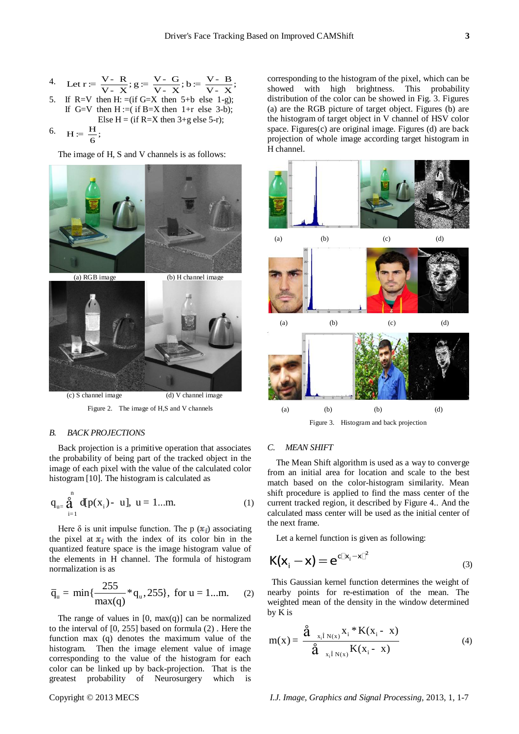4. Let $r := \frac{V-R}{V-X}; g := \frac{V-G}{V-X}; b := \frac{V-B}{V-X}$;
5. If R=V then H: =(if G=X then 5+b else 1-g);
   If G=V then H :=( if B=X then 1+r else 3-b);
   Else H = (if R=X then 3+g else 5-r);
6. $H := \frac{H}{6}$;

The image of H, S and V channels is as follows:

(a) RGB image

(b) H channel image

(c) S channel image

(d) V channel image

Figure 2. The image of H,S and V channels

### *B. BACK PROJECTIONS*

Back projection is a primitive operation that associates the probability of being part of the tracked object in the image of each pixel with the value of the calculated color histogram [10]. The histogram is calculated as

$$q_u = \sum_{i=1}^{n} \delta[p(x_i) - u], \; u = 1...m. \tag{1}$$

Here δ is unit impulse function. The p ($x_i$) associating the pixel at $x_i$ with the index of its color bin in the quantized feature space is the image histogram value of the elements in H channel. The formula of histogram normalization is as

$$\bar{q}_u = \min\{\frac{255}{\max(q)} * q_u, 255\}, \text{ for } u = 1...m. \tag{2}$$

The range of values in [0, max(q)] can be normalized to the interval of [0, 255] based on formula (2) . Here the function max (q) denotes the maximum value of the histogram. Then the image element value of image corresponding to the value of the histogram for each color can be linked up by back-projection. That is the greatest probability of Neurosurgery which is corresponding to the histogram of the pixel, which can be showed with high brightness. This probability distribution of the color can be showed in Fig. 3. Figures (a) are the RGB picture of target object. Figures (b) are the histogram of target object in V channel of HSV color space. Figures(c) are original image. Figures (d) are back projection of whole image according target histogram in H channel.

(a) (b) (c) (d)

(a) (b) (c) (d)

(a) (b) (b) (d)

Figure 3. Histogram and back projection

### *C. MEAN SHIFT*

The Mean Shift algorithm is used as a way to converge from an initial area for location and scale to the best match based on the color-histogram similarity. Mean shift procedure is applied to find the mass center of the current tracked region, it described by Figure 4.. And the calculated mass center will be used as the initial center of the next frame.

Let a kernel function is given as following:

$$K(x_i - x) = e^{c\|x_i - x\|^2} \tag{3}$$

This Gaussian kernel function determines the weight of nearby points for re-estimation of the mean. The weighted mean of the density in the window determined by K is

$$m(x) = \frac{\sum_{x_i \in N(x)} x_i * K(x_i - x)}{\sum_{x_i \in N(x)} K(x_i - x)} \tag{4}$$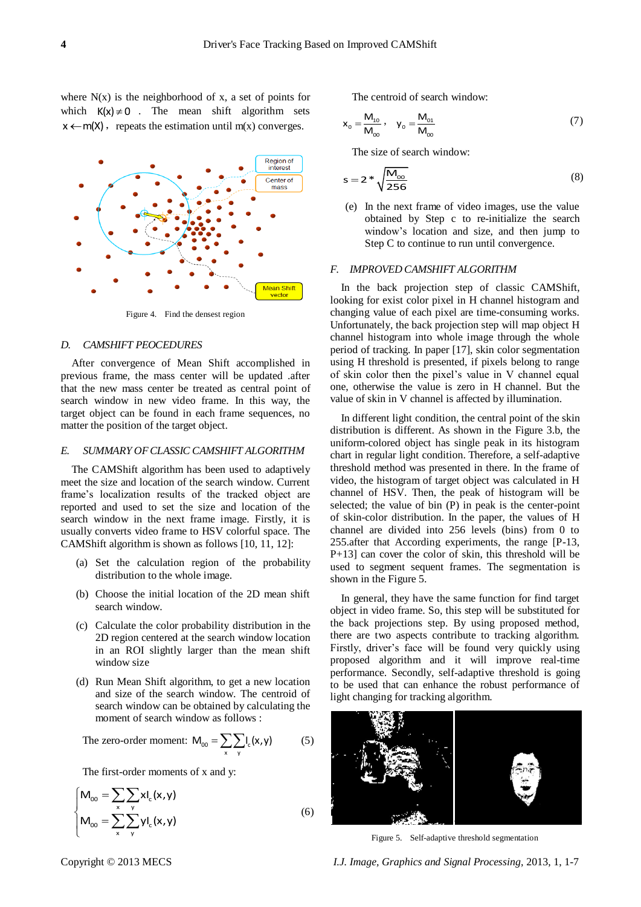where N(x) is the neighborhood of x, a set of points for which $K(x) \neq 0$ . The mean shift algorithm sets $x \leftarrow m(X)$ , repeats the estimation until m(x) converges.

Region of interest

Center of mass

Mean Shift vector

Figure 4. Find the densest region

### D. CAMSHIFT PEOCEDURES

After convergence of Mean Shift accomplished in previous frame, the mass center will be updated .after that the new mass center be treated as central point of search window in new video frame. In this way, the target object can be found in each frame sequences, no matter the position of the target object.

### E. SUMMARY OF CLASSIC CAMSHIFT ALGORITHM

The CAMShift algorithm has been used to adaptively meet the size and location of the search window. Current frame's localization results of the tracked object are reported and used to set the size and location of the search window in the next frame image. Firstly, it is usually converts video frame to HSV colorful space. The CAMShift algorithm is shown as follows [10, 11, 12]:

(a) Set the calculation region of the probability distribution to the whole image.

(b) Choose the initial location of the 2D mean shift search window.

(c) Calculate the color probability distribution in the 2D region centered at the search window location in an ROI slightly larger than the mean shift window size

(d) Run Mean Shift algorithm, to get a new location and size of the search window. The centroid of search window can be obtained by calculating the moment of search window as follows :

The zero-order moment: $M_{00} = \sum_x \sum_y I_c(x,y)$ (5)

The first-order moments of x and y:

$$\begin{cases} M_{00} = \sum_x \sum_y x I_c(x,y) \\ M_{00} = \sum_x \sum_y y I_c(x,y) \end{cases} \tag{6}$$

The centroid of search window:

$$x_o = \frac{M_{10}}{M_{00}}, \quad y_o = \frac{M_{01}}{M_{00}} \tag{7}$$

The size of search window:

$$s = 2 * \sqrt{\frac{M_{00}}{256}} \tag{8}$$

(e) In the next frame of video images, use the value obtained by Step c to re-initialize the search window's location and size, and then jump to Step C to continue to run until convergence.

### F. IMPROVED CAMSHIFT ALGORITHM

In the back projection step of classic CAMShift, looking for exist color pixel in H channel histogram and changing value of each pixel are time-consuming works. Unfortunately, the back projection step will map object H channel histogram into whole image through the whole period of tracking. In paper [17], skin color segmentation using H threshold is presented, if pixels belong to range of skin color then the pixel's value in V channel equal one, otherwise the value is zero in H channel. But the value of skin in V channel is affected by illumination.

In different light condition, the central point of the skin distribution is different. As shown in the Figure 3.b, the uniform-colored object has single peak in its histogram chart in regular light condition. Therefore, a self-adaptive threshold method was presented in there. In the frame of video, the histogram of target object was calculated in H channel of HSV. Then, the peak of histogram will be selected; the value of bin (P) in peak is the center-point of skin-color distribution. In the paper, the values of H channel are divided into 256 levels (bins) from 0 to 255.after that According experiments, the range [P-13, P+13] can cover the color of skin, this threshold will be used to segment sequent frames. The segmentation is shown in the Figure 5.

In general, they have the same function for find target object in video frame. So, this step will be substituted for the back projections step. By using proposed method, there are two aspects contribute to tracking algorithm. Firstly, driver's face will be found very quickly using proposed algorithm and it will improve real-time performance. Secondly, self-adaptive threshold is going to be used that can enhance the robust performance of light changing for tracking algorithm.

Figure 5. Self-adaptive threshold segmentation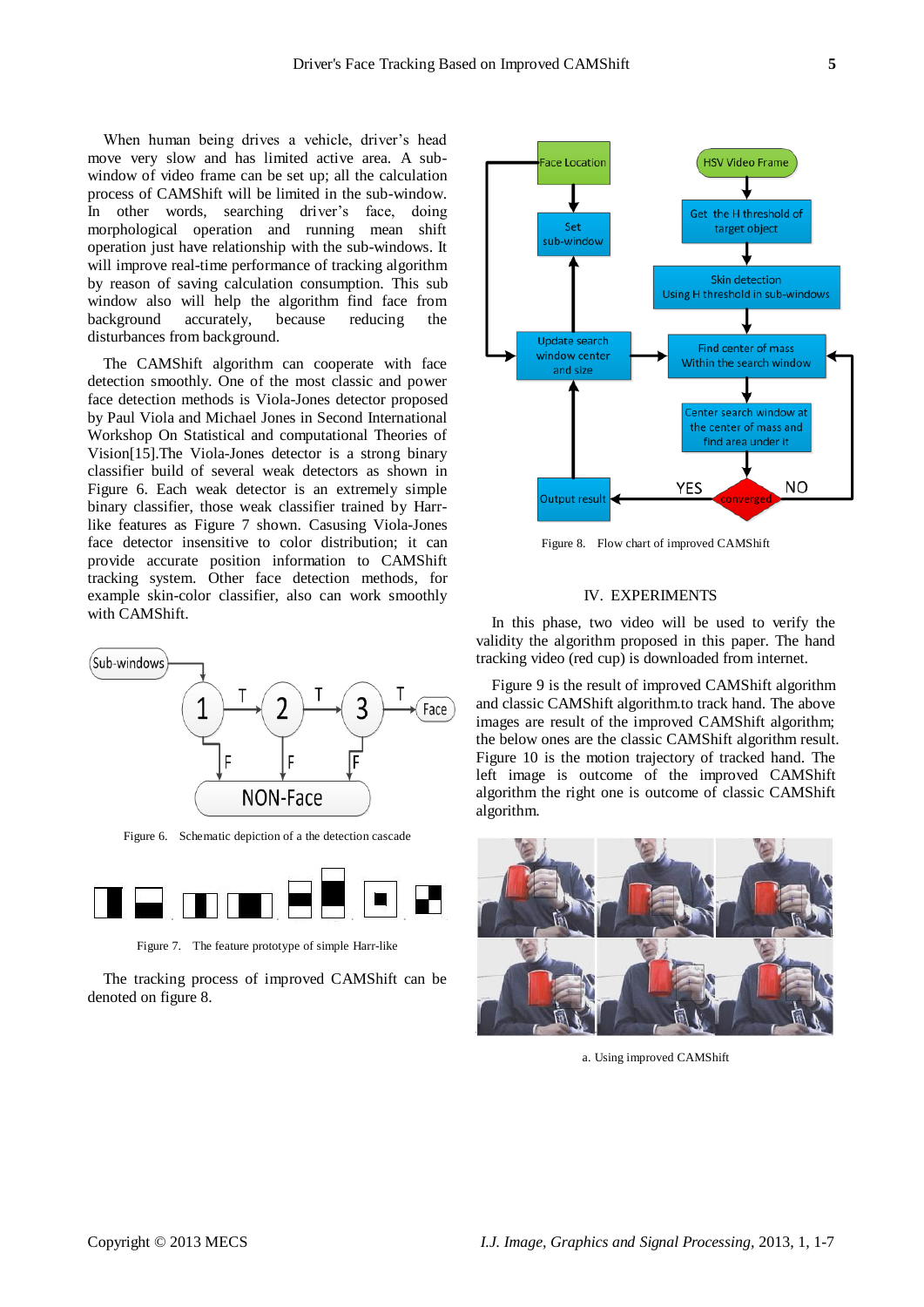When human being drives a vehicle, driver's head move very slow and has limited active area. A sub-window of video frame can be set up; all the calculation process of CAMShift will be limited in the sub-window. In other words, searching driver's face, doing morphological operation and running mean shift operation just have relationship with the sub-windows. It will improve real-time performance of tracking algorithm by reason of saving calculation consumption. This sub window also will help the algorithm find face from background accurately, because reducing the disturbances from background.

The CAMShift algorithm can cooperate with face detection smoothly. One of the most classic and power face detection methods is Viola-Jones detector proposed by Paul Viola and Michael Jones in Second International Workshop On Statistical and computational Theories of Vision[15].The Viola-Jones detector is a strong binary classifier build of several weak detectors as shown in Figure 6. Each weak detector is an extremely simple binary classifier, those weak classifier trained by Harr-like features as Figure 7 shown. Casusing Viola-Jones face detector insensitive to color distribution; it can provide accurate position information to CAMShift tracking system. Other face detection methods, for example skin-color classifier, also can work smoothly with CAMShift.

Sub-windows
1
2
3
T
T
T
Face
F
F
F
NON-Face

Figure 6. Schematic depiction of a the detection cascade

Figure 7. The feature prototype of simple Harr-like

The tracking process of improved CAMShift can be denoted on figure 8.

Face Location
Set sub-window
Update search window center and size
Output result
HSV Video Frame
Get the H threshold of target object
Skin detection Using H threshold in sub-windows
Find center of mass Within the search window
Center search window at the center of mass and find area under it
converged
YES
NO

Figure 8. Flow chart of improved CAMShift

## IV. EXPERIMENTS

In this phase, two video will be used to verify the validity the algorithm proposed in this paper. The hand tracking video (red cup) is downloaded from internet.

Figure 9 is the result of improved CAMShift algorithm and classic CAMShift algorithm.to track hand. The above images are result of the improved CAMShift algorithm; the below ones are the classic CAMShift algorithm result. Figure 10 is the motion trajectory of tracked hand. The left image is outcome of the improved CAMShift algorithm the right one is outcome of classic CAMShift algorithm.

a. Using improved CAMShift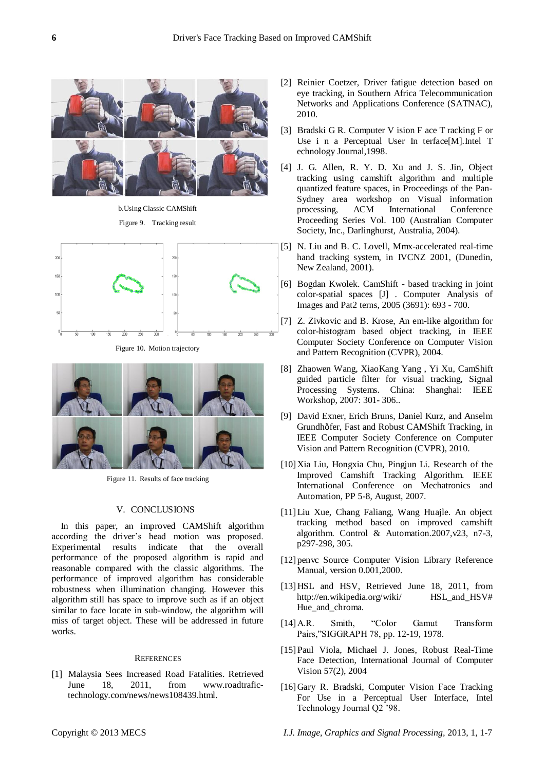b.Using Classic CAMShift

Figure 9. Tracking result

200
150
100
50
0
0 50 100 150 200 250 300

200
150
100
50
0
0 50 100 150 200 250 300

Figure 10. Motion trajectory

Figure 11. Results of face tracking

## V. CONCLUSIONS

In this paper, an improved CAMShift algorithm according the driver's head motion was proposed. Experimental results indicate that the overall performance of the proposed algorithm is rapid and reasonable compared with the classic algorithms. The performance of improved algorithm has considerable robustness when illumination changing. However this algorithm still has space to improve such as if an object similar to face locate in sub-window, the algorithm will miss of target object. These will be addressed in future works.

## REFERENCES

[1] Malaysia Sees Increased Road Fatalities. Retrieved June 18, 2011, from www.roadtrafic-technology.com/news/news108439.html.

[2] Reinier Coetzer, Driver fatigue detection based on eye tracking, in Southern Africa Telecommunication Networks and Applications Conference (SATNAC), 2010.

[3] Bradski G R. Computer V ision F ace T racking F or Use i n a Perceptual User In terface[M].Intel T echnology Journal,1998.

[4] J. G. Allen, R. Y. D. Xu and J. S. Jin, Object tracking using camshift algorithm and multiple quantized feature spaces, in Proceedings of the Pan-Sydney area workshop on Visual information processing, ACM International Conference Proceeding Series Vol. 100 (Australian Computer Society, Inc., Darlinghurst, Australia, 2004).

[5] N. Liu and B. C. Lovell, Mmx-accelerated real-time hand tracking system, in IVCNZ 2001, (Dunedin, New Zealand, 2001).

[6] Bogdan Kwolek. CamShift - based tracking in joint color-spatial spaces [J] . Computer Analysis of Images and Pat2 terns, 2005 (3691): 693 - 700.

[7] Z. Zivkovic and B. Krose, An em-like algorithm for color-histogram based object tracking, in IEEE Computer Society Conference on Computer Vision and Pattern Recognition (CVPR), 2004.

[8] Zhaowen Wang, XiaoKang Yang , Yi Xu, CamShift guided particle filter for visual tracking, Signal Processing Systems. China: Shanghai: IEEE Workshop, 2007: 301- 306..

[9] David Exner, Erich Bruns, Daniel Kurz, and Anselm Grundhőfer, Fast and Robust CAMShift Tracking, in IEEE Computer Society Conference on Computer Vision and Pattern Recognition (CVPR), 2010.

[10] Xia Liu, Hongxia Chu, Pingjun Li. Research of the Improved Camshift Tracking Algorithm. IEEE International Conference on Mechatronics and Automation, PP 5-8, August, 2007.

[11] Liu Xue, Chang Faliang, Wang Huajle. An object tracking method based on improved camshift algorithm. Control & Automation.2007,v23, n7-3, p297-298, 305.

[12] penvc Source Computer Vision Library Reference Manual, version 0.001,2000.

[13] HSL and HSV, Retrieved June 18, 2011, from http://en.wikipedia.org/wiki/ HSL_and_HSV# Hue_and_chroma.

[14] A.R. Smith, "Color Gamut Transform Pairs,"SIGGRAPH 78, pp. 12-19, 1978.

[15] Paul Viola, Michael J. Jones, Robust Real-Time Face Detection, International Journal of Computer Vision 57(2), 2004

[16] Gary R. Bradski, Computer Vision Face Tracking For Use in a Perceptual User Interface, Intel Technology Journal Q2 '98.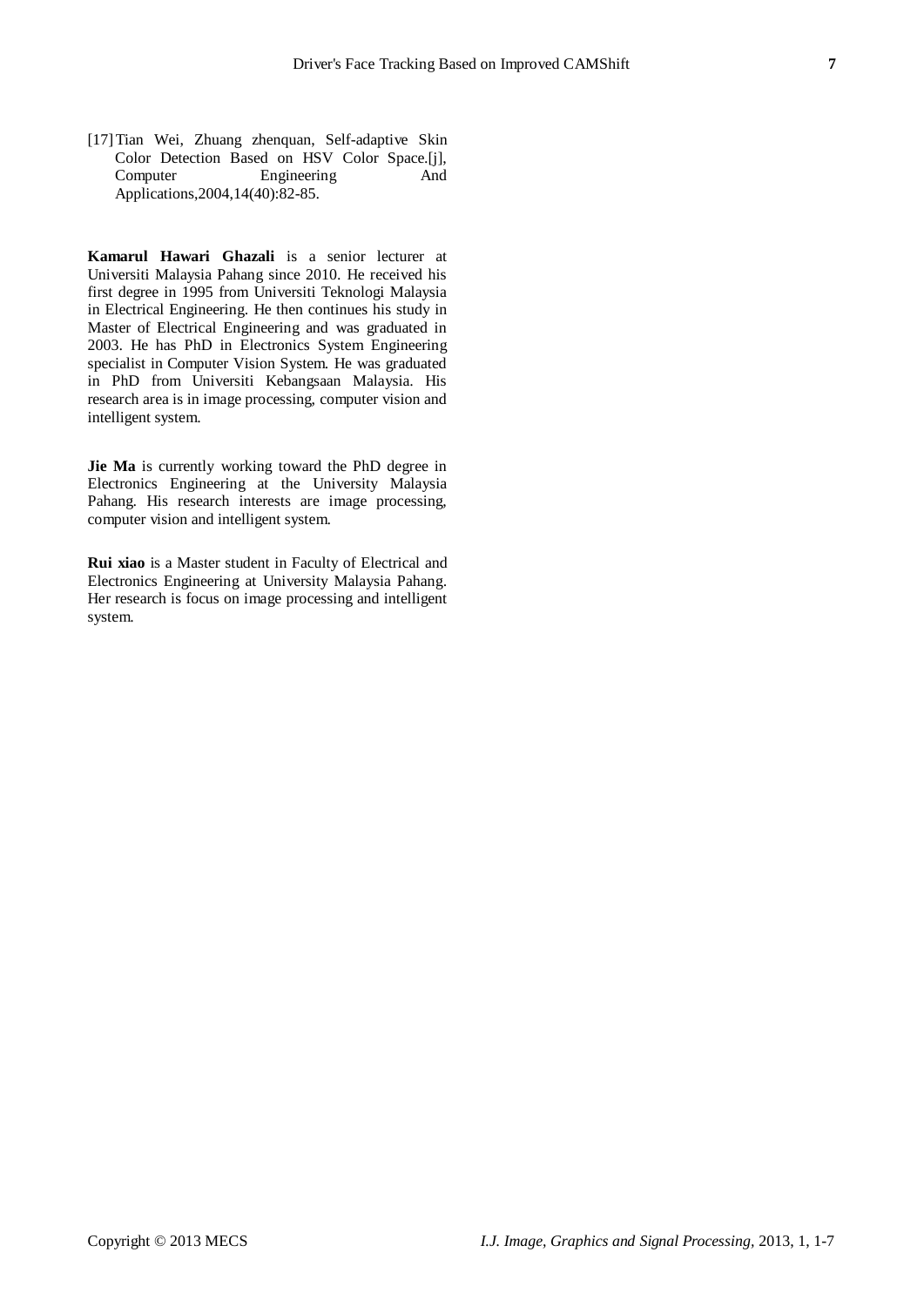[17] Tian Wei, Zhuang zhenquan, Self-adaptive Skin Color Detection Based on HSV Color Space.[j], Computer Engineering And Applications,2004,14(40):82-85.

**Kamarul Hawari Ghazali** is a senior lecturer at Universiti Malaysia Pahang since 2010. He received his first degree in 1995 from Universiti Teknologi Malaysia in Electrical Engineering. He then continues his study in Master of Electrical Engineering and was graduated in 2003. He has PhD in Electronics System Engineering specialist in Computer Vision System. He was graduated in PhD from Universiti Kebangsaan Malaysia. His research area is in image processing, computer vision and intelligent system.

**Jie Ma** is currently working toward the PhD degree in Electronics Engineering at the University Malaysia Pahang. His research interests are image processing, computer vision and intelligent system.

**Rui xiao** is a Master student in Faculty of Electrical and Electronics Engineering at University Malaysia Pahang. Her research is focus on image processing and intelligent system.